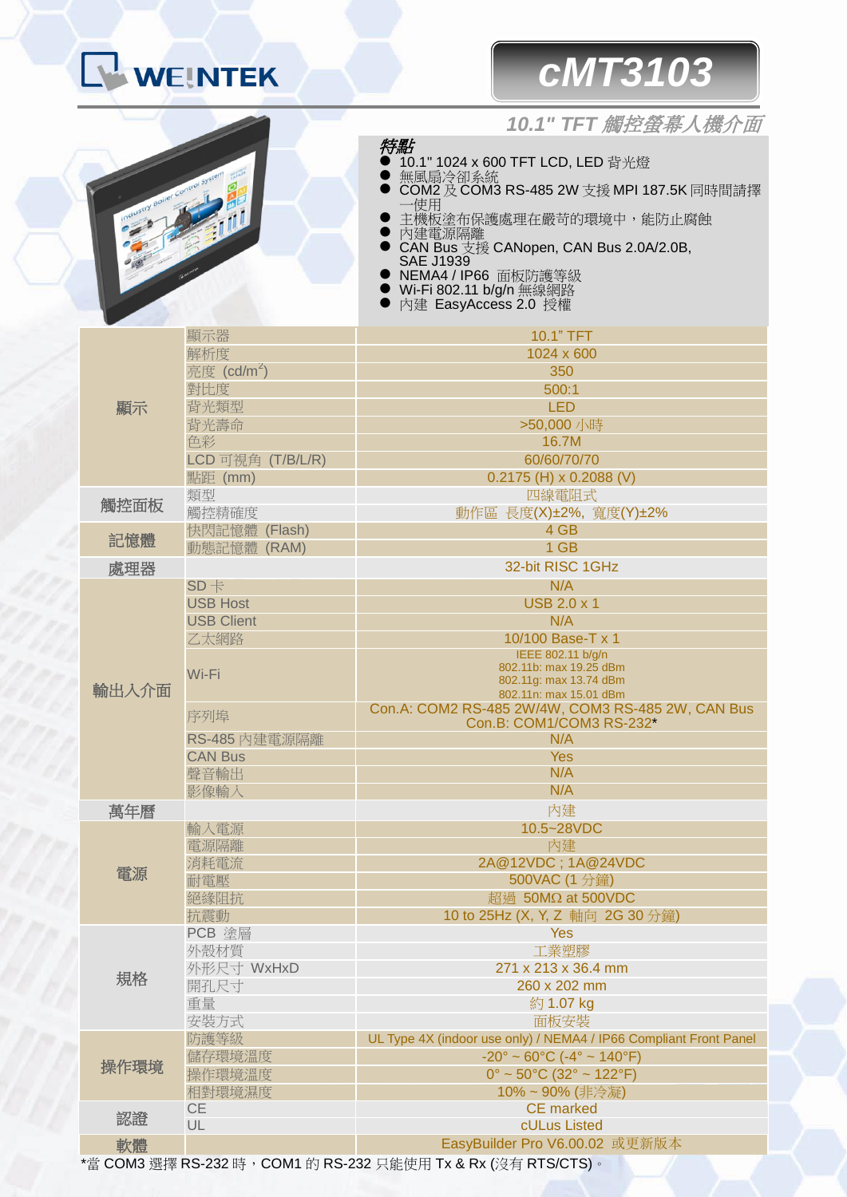WEINTEK

# cMT3103

## 10.1" TFT 觸控螢幕人機介面

***特點***

- 10.1" 1024 x 600 TFT LCD, LED 背光燈
- 無風扇冷卻系統
- COM2 及 COM3 RS-485 2W 支援 MPI 187.5K 同時間請擇一使用
- 主機板塗布保護處理在嚴苛的環境中，能防止腐蝕
- 內建電源隔離
- CAN Bus 支援 CANopen, CAN Bus 2.0A/2.0B, SAE J1939
- NEMA4 / IP66 面板防護等級
- Wi-Fi 802.11 b/g/n 無線網路
- 內建 EasyAccess 2.0 授權

| | | |
|---|---|---|
| **顯示** | 顯示器 | 10.1" TFT |
| | 解析度 | 1024 x 600 |
| | 亮度 (cd/m²) | 350 |
| | 對比度 | 500:1 |
| | 背光類型 | LED |
| | 背光壽命 | >50,000 小時 |
| | 色彩 | 16.7M |
| | LCD 可視角 (T/B/L/R) | 60/60/70/70 |
| | 點距 (mm) | 0.2175 (H) x 0.2088 (V) |
| **觸控面板** | 類型 | 四線電阻式 |
| | 觸控精確度 | 動作區 長度(X)±2%, 寬度(Y)±2% |
| **記憶體** | 快閃記憶體 (Flash) | 4 GB |
| | 動態記憶體 (RAM) | 1 GB |
| **處理器** | | 32-bit RISC 1GHz |
| **輸出入介面** | SD 卡 | N/A |
| | USB Host | USB 2.0 x 1 |
| | USB Client | N/A |
| | 乙太網路 | 10/100 Base-T x 1 |
| | Wi-Fi | IEEE 802.11 b/g/n<br>802.11b: max 19.25 dBm<br>802.11g: max 13.74 dBm<br>802.11n: max 15.01 dBm |
| | 序列埠 | Con.A: COM2 RS-485 2W/4W, COM3 RS-485 2W, CAN Bus<br>Con.B: COM1/COM3 RS-232* |
| | RS-485 內建電源隔離 | N/A |
| | CAN Bus | Yes |
| | 聲音輸出 | N/A |
| | 影像輸入 | N/A |
| **萬年曆** | | 內建 |
| **電源** | 輸入電源 | 10.5~28VDC |
| | 電源隔離 | 內建 |
| | 消耗電流 | 2A@12VDC ; 1A@24VDC |
| | 耐電壓 | 500VAC (1 分鐘) |
| | 絕緣阻抗 | 超過 50MΩ at 500VDC |
| | 抗震動 | 10 to 25Hz (X, Y, Z 軸向 2G 30 分鐘) |
| **規格** | PCB 塗層 | Yes |
| | 外殼材質 | 工業塑膠 |
| | 外形尺寸 WxHxD | 271 x 213 x 36.4 mm |
| | 開孔尺寸 | 260 x 202 mm |
| | 重量 | 約 1.07 kg |
| | 安裝方式 | 面板安裝 |
| **操作環境** | 防護等級 | UL Type 4X (indoor use only) / NEMA4 / IP66 Compliant Front Panel |
| | 儲存環境溫度 | -20° ~ 60°C (-4° ~ 140°F) |
| | 操作環境溫度 | 0° ~ 50°C (32° ~ 122°F) |
| | 相對環境濕度 | 10% ~ 90% (非冷凝) |
| **認證** | CE | CE marked |
| | UL | cULus Listed |
| **軟體** | | EasyBuilder Pro V6.00.02 或更新版本 |

*當 COM3 選擇 RS-232 時，COM1 的 RS-232 只能使用 Tx & Rx (沒有 RTS/CTS)。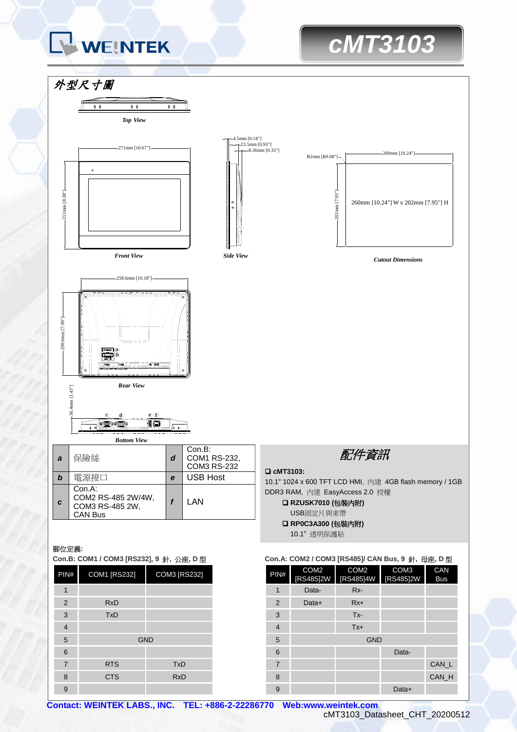## 外型尺寸圖

Top View

271mm [10.67"]

213 mm [8.38"]

Front View

4.5mm [0.18"]
23.5mm [0.93"]
8.36mm [0.33"]

Side View

R2mm [R0.08"]

260mm [10.24"]

202 mm [7.95"]

260mm [10.24"] W x 202mm [7.95"] H

Cutout Dimensions

258.6mm [10.18"]

200.6mm [7.90"]

Rear View

36.4mm [1.43"]

Bottom View

| | | | |
|---|---|---|---|
| a | 保險絲 | d | Con.B: COM1 RS-232, COM3 RS-232 |
| b | 電源接口 | e | USB Host |
| c | Con.A: COM2 RS-485 2W/4W, COM3 RS-485 2W, CAN Bus | f | LAN |

## 配件資訊

- ❑ **cMT3103:**
  10.1" 1024 x 600 TFT LCD HMI, 內建 4GB flash memory / 1GB DDR3 RAM, 內建 EasyAccess 2.0 授權
  - ❑ **RZUSK7010 (包裝內附)**
    USB固定片與束帶
  - ❑ **RP0C3A300 (包裝內附)**
    10.1" 透明保護貼

**腳位定義:**

**Con.B: COM1 / COM3 [RS232], 9 針, 公座, D 型**

| PIN# | COM1 [RS232] | COM3 [RS232] |
|---|---|---|
| 1 | | |
| 2 | RxD | |
| 3 | TxD | |
| 4 | | |
| 5 | GND | |
| 6 | | |
| 7 | RTS | TxD |
| 8 | CTS | RxD |
| 9 | | |

**Con.A: COM2 / COM3 [RS485]/ CAN Bus, 9 針, 母座, D 型**

| PIN# | COM2 [RS485]2W | COM2 [RS485]4W | COM3 [RS485]2W | CAN Bus |
|---|---|---|---|---|
| 1 | Data- | Rx- | | |
| 2 | Data+ | Rx+ | | |
| 3 | | Tx- | | |
| 4 | | Tx+ | | |
| 5 | GND | | | |
| 6 | | | Data- | |
| 7 | | | | CAN_L |
| 8 | | | | CAN_H |
| 9 | | | Data+ | |

**Contact: WEINTEK LABS., INC. TEL: +886-2-22286770 Web:www.weintek.com**

cMT3103_Datasheet_CHT_20200512